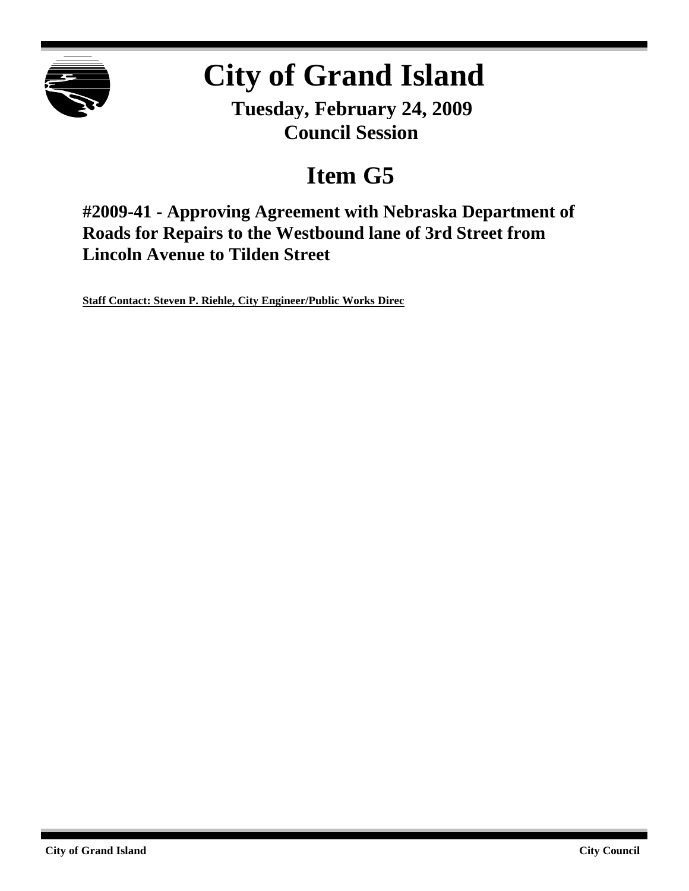# City of Grand Island

**Tuesday, February 24, 2009**
**Council Session**

## Item G5

**#2009-41 - Approving Agreement with Nebraska Department of Roads for Repairs to the Westbound lane of 3rd Street from Lincoln Avenue to Tilden Street**

**Staff Contact: Steven P. Riehle, City Engineer/Public Works Direc**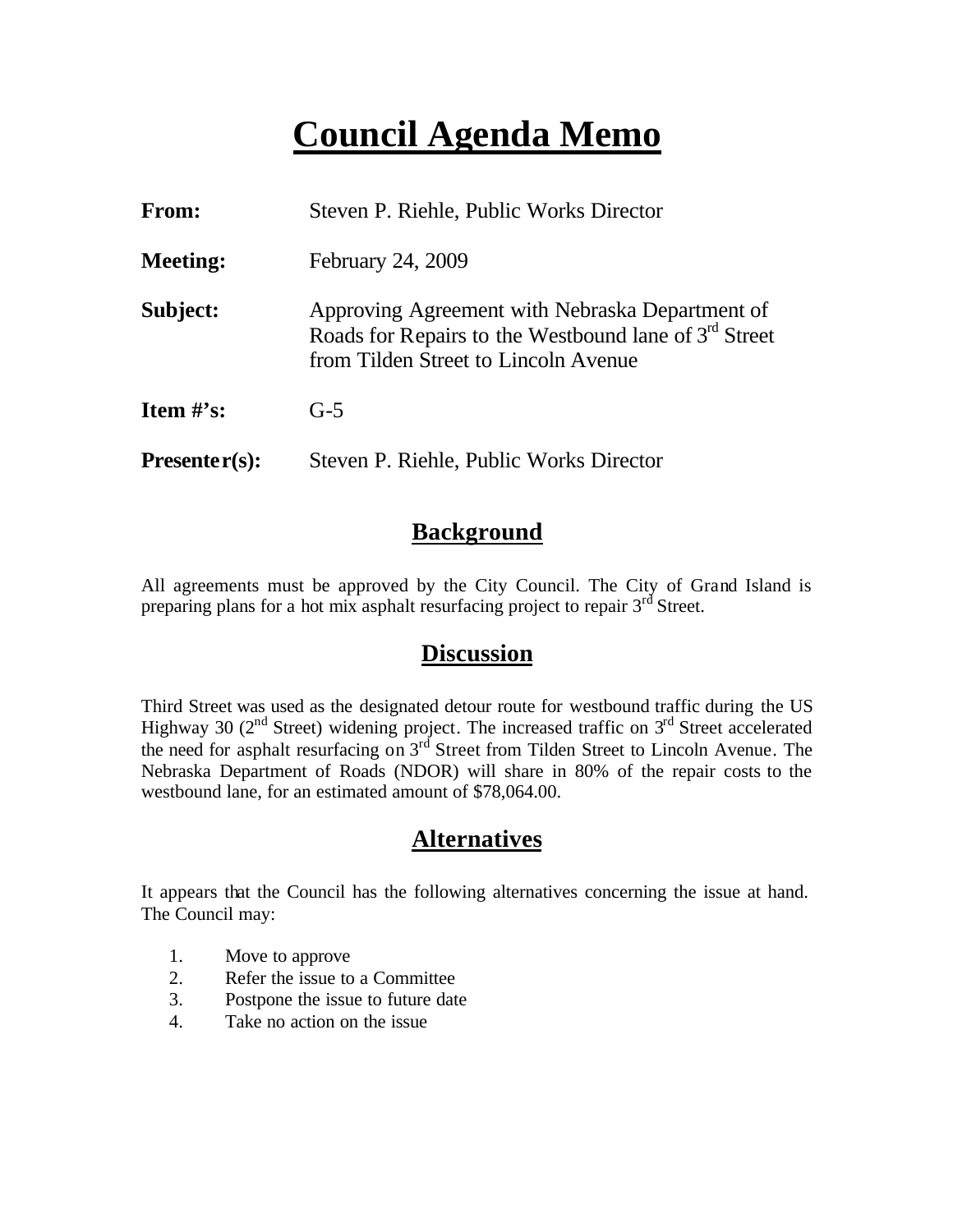# Council Agenda Memo

**From:** Steven P. Riehle, Public Works Director

**Meeting:** February 24, 2009

**Subject:** Approving Agreement with Nebraska Department of Roads for Repairs to the Westbound lane of 3rd Street from Tilden Street to Lincoln Avenue

**Item #'s:** G-5

**Presenter(s):** Steven P. Riehle, Public Works Director

## Background

All agreements must be approved by the City Council. The City of Grand Island is preparing plans for a hot mix asphalt resurfacing project to repair 3rd Street.

## Discussion

Third Street was used as the designated detour route for westbound traffic during the US Highway 30 (2nd Street) widening project. The increased traffic on 3rd Street accelerated the need for asphalt resurfacing on 3rd Street from Tilden Street to Lincoln Avenue. The Nebraska Department of Roads (NDOR) will share in 80% of the repair costs to the westbound lane, for an estimated amount of $78,064.00.

## Alternatives

It appears that the Council has the following alternatives concerning the issue at hand. The Council may:

1. Move to approve
2. Refer the issue to a Committee
3. Postpone the issue to future date
4. Take no action on the issue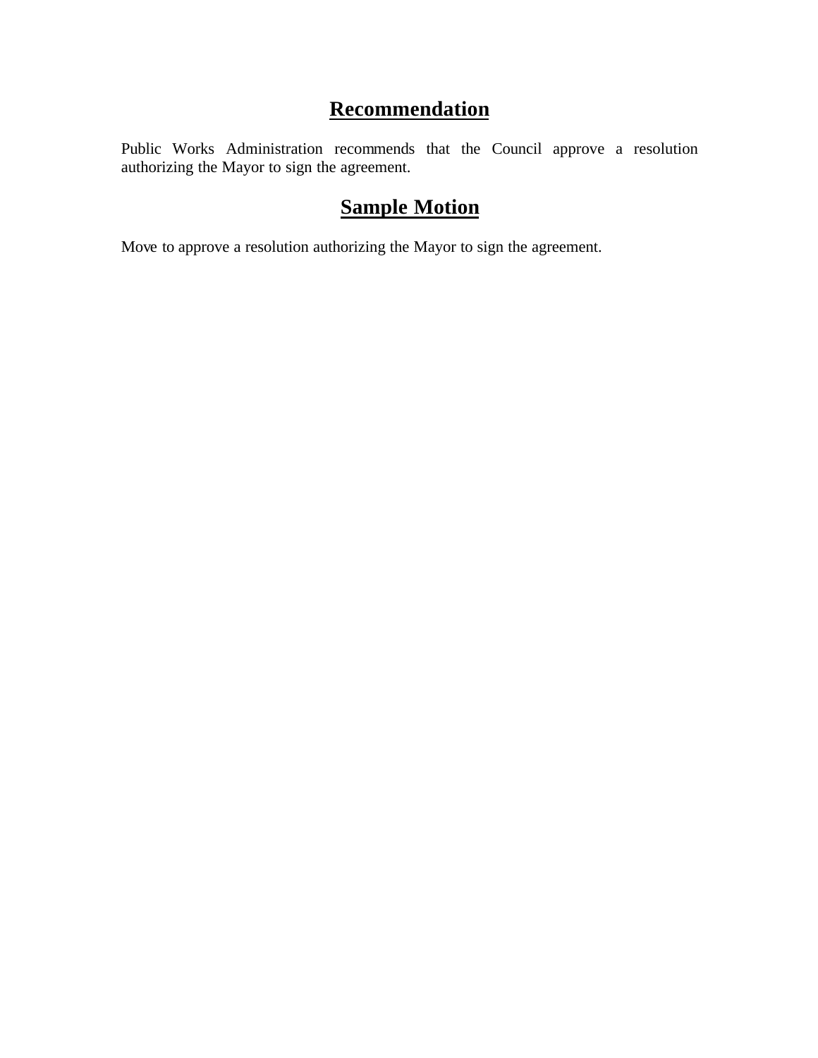## Recommendation

Public Works Administration recommends that the Council approve a resolution authorizing the Mayor to sign the agreement.

## Sample Motion

Move to approve a resolution authorizing the Mayor to sign the agreement.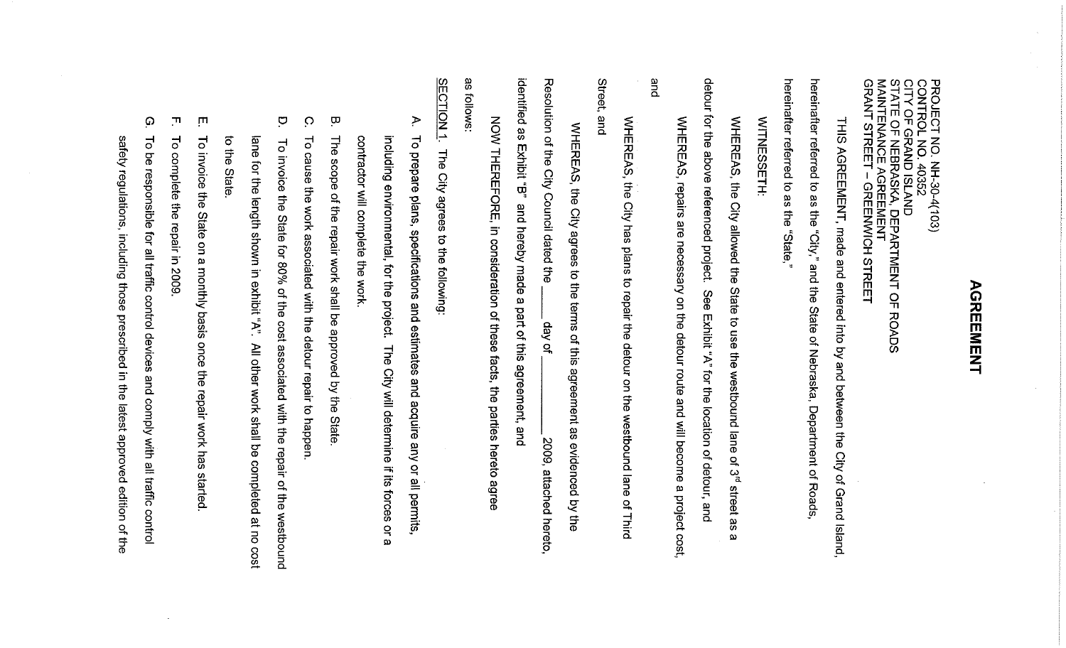# AGREEMENT

PROJECT NO. NH-30-4(103)
CONTROL NO. 40352
CITY OF GRAND ISLAND
STATE OF NEBRASKA, DEPARTMENT OF ROADS
MAINTENANCE AGREEMENT
GRANT STREET – GREENWICH STREET

THIS AGREEMENT, made and entered into by and between the City of Grand Island, hereinafter referred to as the "City," and the State of Nebraska, Department of Roads, hereinafter referred to as the "State,"

WITNESSETH:

WHEREAS, the City allowed the State to use the westbound lane of 3rd street as a detour for the above referenced project. See Exhibit "A" for the location of detour, and

WHEREAS, repairs are necessary on the detour route and will become a project cost, and

WHEREAS, the City has plans to repair the detour on the westbound lane of Third Street, and

WHEREAS, the City agrees to the terms of this agreement as evidenced by the Resolution of the City Council dated the _____ day of _____________ 2009, attached hereto, identified as Exhibit "B" and hereby made a part of this agreement, and

NOW THEREFORE, in consideration of these facts, the parties hereto agree as follows:

<u>SECTION 1.</u> The City agrees to the following:

A. To prepare plans, specifications and estimates and acquire any or all permits, including environmental, for the project. The City will determine if its forces or a contractor will complete the work.

B. The scope of the repair work shall be approved by the State.

C. To cause the work associated with the detour repair to happen.

D. To invoice the State for 80% of the cost associated with the repair of the westbound lane for the length shown in exhibit "A". All other work shall be completed at no cost to the State.

E. To invoice the State on a monthly basis once the repair work has started.

F. To complete the repair in 2009.

G. To be responsible for all traffic control devices and comply with all traffic control safety regulations, including those prescribed in the latest approved edition of the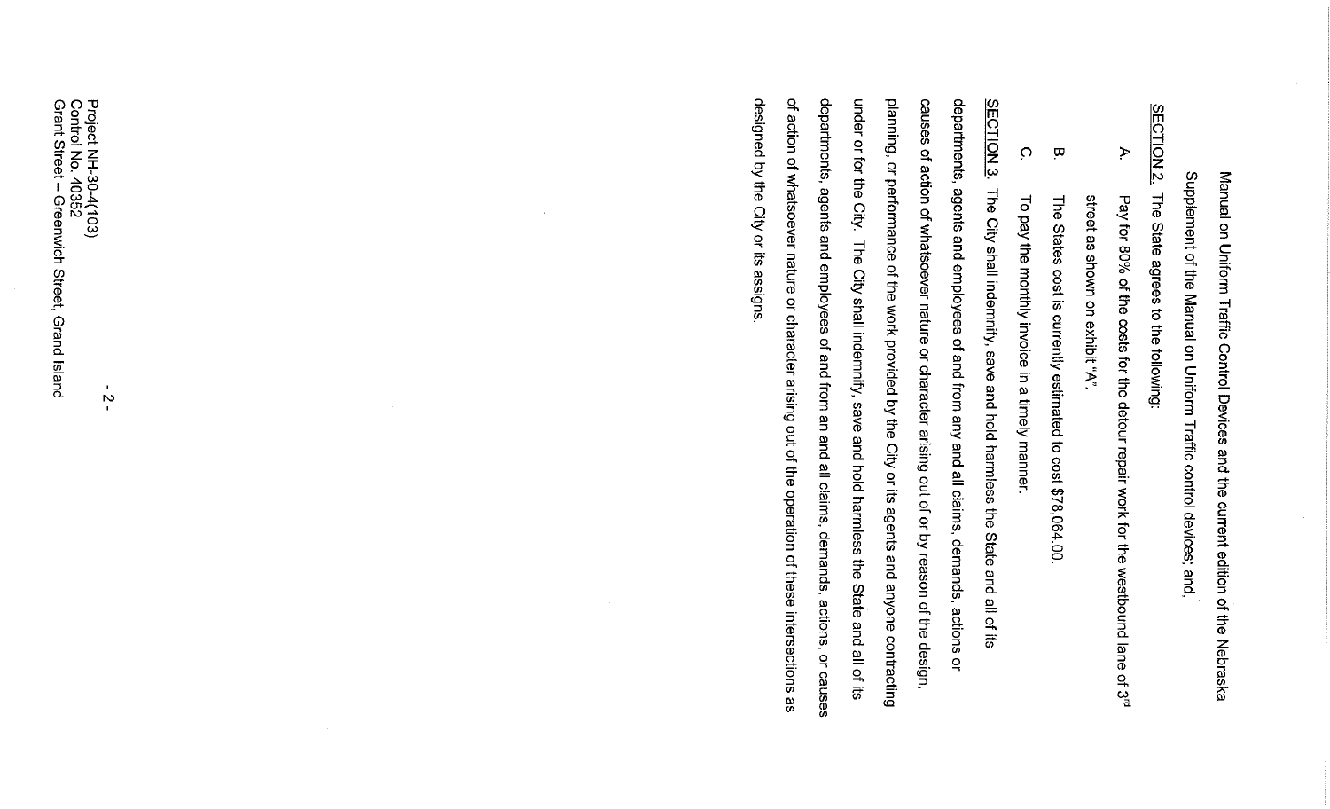Manual on Uniform Traffic Control Devices and the current edition of the Nebraska Supplement of the Manual on Uniform Traffic control devices; and,

SECTION 2. The State agrees to the following:

A. Pay for 80% of the costs for the detour repair work for the westbound lane of 3rd street as shown on exhibit "A".

B. The States cost is currently estimated to cost $78,064.00.

C. To pay the monthly invoice in a timely manner.

SECTION 3. The City shall indemnify, save and hold harmless the State and all of its departments, agents and employees of and from any and all claims, demands, actions or causes of action of whatsoever nature or character arising out of or by reason of the design, planning, or performance of the work provided by the City or its agents and anyone contracting under or for the City. The City shall indemnify, save and hold harmless the State and all of its departments, agents and employees of and from an and all claims, demands, actions, or causes of action of whatsoever nature or character arising out of the operation of these intersections as designed by the City or its assigns.

Project NH-30-4(103)
Control No. 40352
Grant Street – Greenwich Street, Grand Island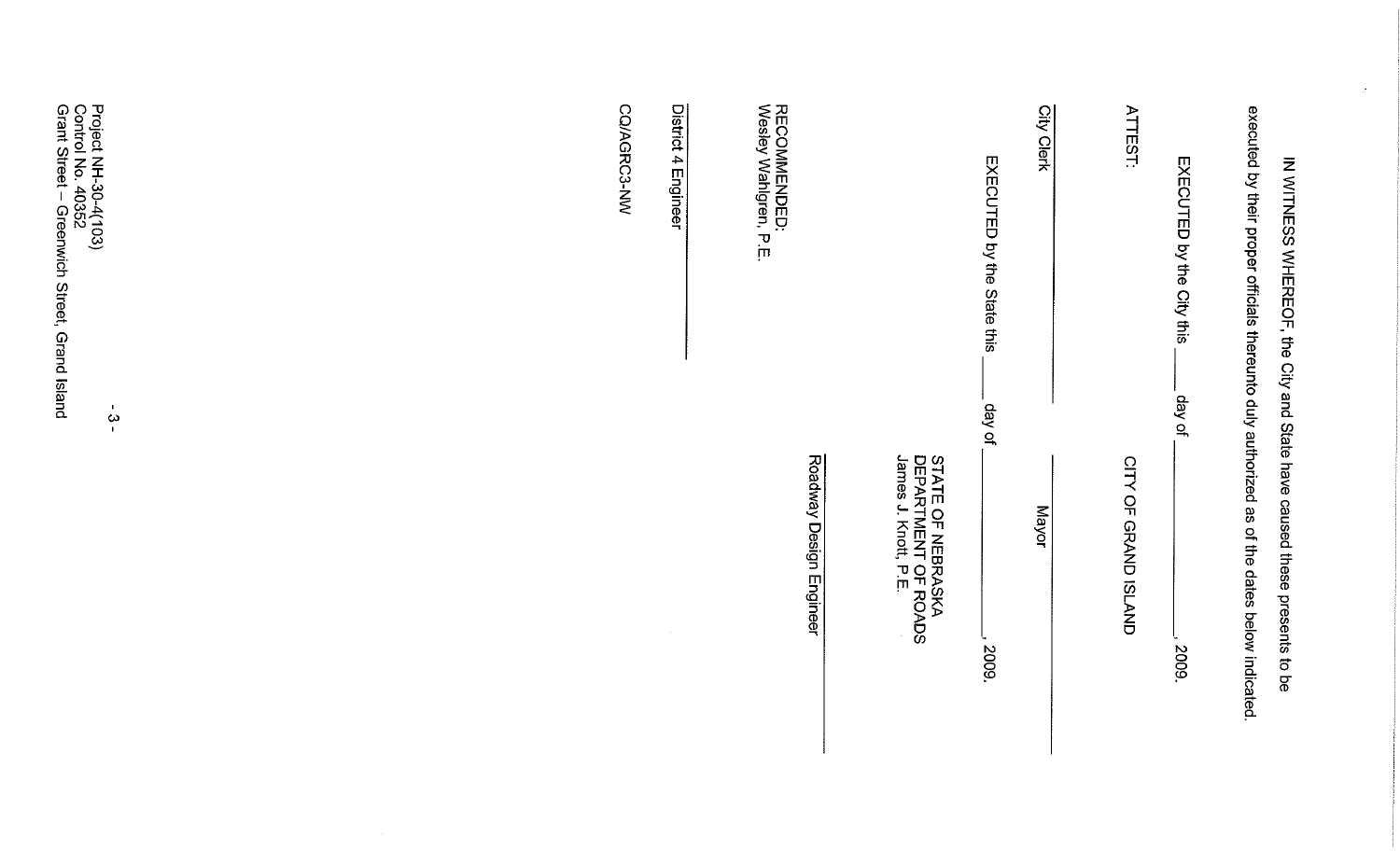IN WITNESS WHEREOF, the City and State have caused these presents to be executed by their proper officials thereunto duly authorized as of the dates below indicated.

EXECUTED by the City this _____ day of _______________, 2009.

ATTEST: CITY OF GRAND ISLAND

_______________________ _______________________
City Clerk Mayor

EXECUTED by the State this _____ day of _______________, 2009.

STATE OF NEBRASKA
DEPARTMENT OF ROADS
James J. Knott, P.E.

_______________________
Roadway Design Engineer

RECOMMENDED:
Wesley Wahlgren, P.E.

_______________________
District 4 Engineer

CQ/AGRC3-NW

Project NH-30-4(103)
Control No. 40352
Grant Street – Greenwich Street, Grand Island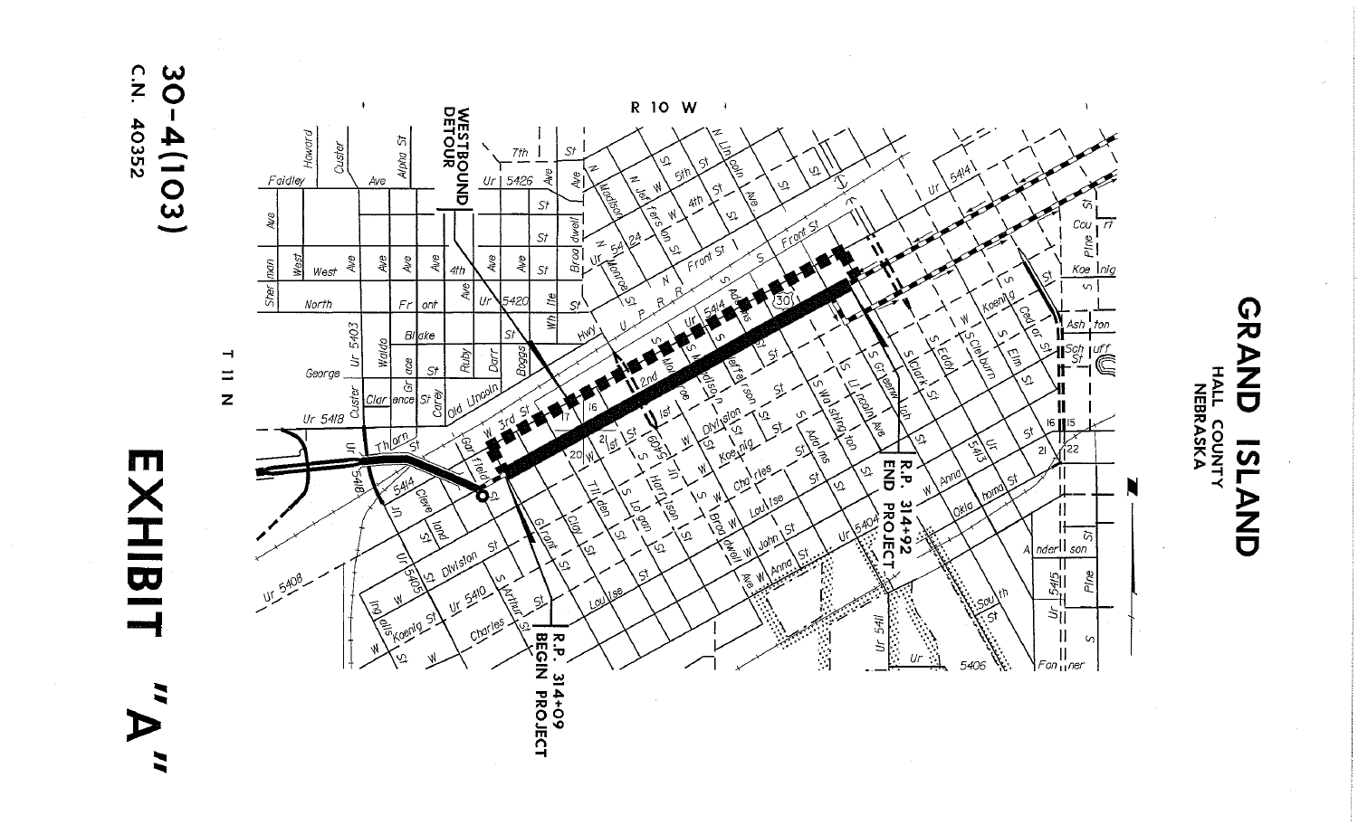# GRAND ISLAND

HALL COUNTY

NEBRASKA

# EXHIBIT "A"

30-4(103)

C.N. 40352

R 10 W

T 11 N

WESTBOUND DETOUR

R.P. 314+09 BEGIN PROJECT

R.P. 314+92 END PROJECT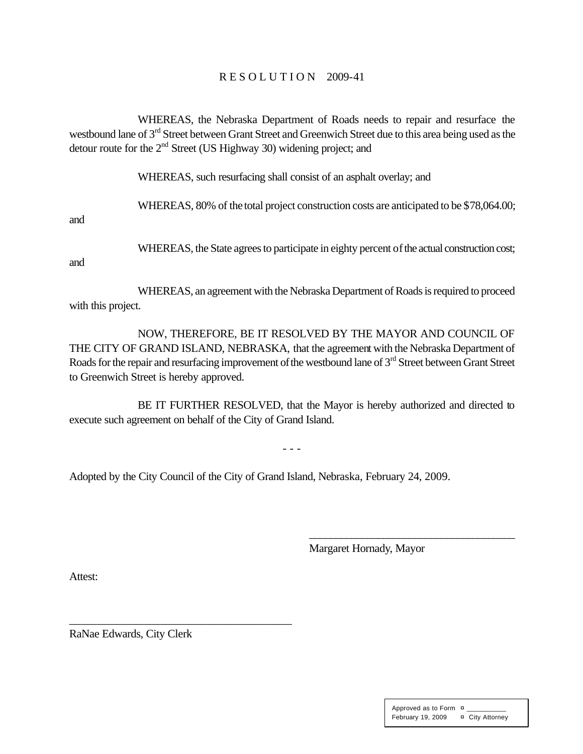# R E S O L U T I O N 2009-41

WHEREAS, the Nebraska Department of Roads needs to repair and resurface the westbound lane of 3rd Street between Grant Street and Greenwich Street due to this area being used as the detour route for the 2nd Street (US Highway 30) widening project; and

WHEREAS, such resurfacing shall consist of an asphalt overlay; and

WHEREAS, 80% of the total project construction costs are anticipated to be $78,064.00; and

WHEREAS, the State agrees to participate in eighty percent of the actual construction cost; and

WHEREAS, an agreement with the Nebraska Department of Roads is required to proceed with this project.

NOW, THEREFORE, BE IT RESOLVED BY THE MAYOR AND COUNCIL OF THE CITY OF GRAND ISLAND, NEBRASKA, that the agreement with the Nebraska Department of Roads for the repair and resurfacing improvement of the westbound lane of 3rd Street between Grant Street to Greenwich Street is hereby approved.

BE IT FURTHER RESOLVED, that the Mayor is hereby authorized and directed to execute such agreement on behalf of the City of Grand Island.

- - -

Adopted by the City Council of the City of Grand Island, Nebraska, February 24, 2009.

_____________________________________
Margaret Hornady, Mayor

Attest:

_______________________________________
RaNae Edwards, City Clerk

Approved as to Form ¤ __________
February 19, 2009 ¤ City Attorney